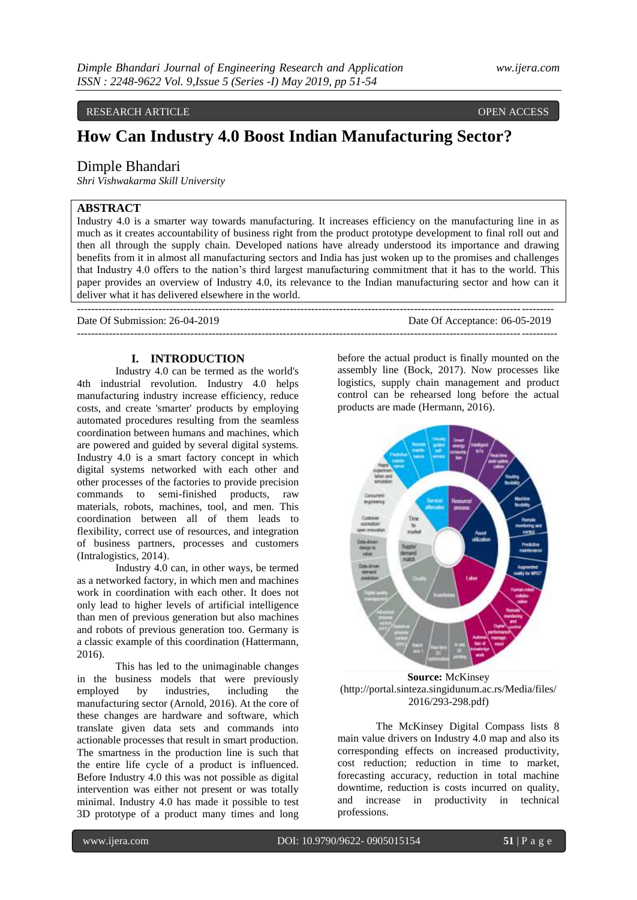RESEARCH ARTICLE OPEN ACCESS

# How Can Industry 4.0 Boost Indian Manufacturing Sector?

Dimple Bhandari

*Shri Vishwakarma Skill University*

## ABSTRACT

Industry 4.0 is a smarter way towards manufacturing. It increases efficiency on the manufacturing line in as much as it creates accountability of business right from the product prototype development to final roll out and then all through the supply chain. Developed nations have already understood its importance and drawing benefits from it in almost all manufacturing sectors and India has just woken up to the promises and challenges that Industry 4.0 offers to the nation's third largest manufacturing commitment that it has to the world. This paper provides an overview of Industry 4.0, its relevance to the Indian manufacturing sector and how can it deliver what it has delivered elsewhere in the world.

---

Date Of Submission: 26-04-2019 Date Of Acceptance: 06-05-2019

---

## I. INTRODUCTION

Industry 4.0 can be termed as the world's 4th industrial revolution. Industry 4.0 helps manufacturing industry increase efficiency, reduce costs, and create 'smarter' products by employing automated procedures resulting from the seamless coordination between humans and machines, which are powered and guided by several digital systems. Industry 4.0 is a smart factory concept in which digital systems networked with each other and other processes of the factories to provide precision commands to semi-finished products, raw materials, robots, machines, tool, and men. This coordination between all of them leads to flexibility, correct use of resources, and integration of business partners, processes and customers (Intralogistics, 2014).

Industry 4.0 can, in other ways, be termed as a networked factory, in which men and machines work in coordination with each other. It does not only lead to higher levels of artificial intelligence than men of previous generation but also machines and robots of previous generation too. Germany is a classic example of this coordination (Hattermann, 2016).

This has led to the unimaginable changes in the business models that were previously employed by industries, including the manufacturing sector (Arnold, 2016). At the core of these changes are hardware and software, which translate given data sets and commands into actionable processes that result in smart production. The smartness in the production line is such that the entire life cycle of a product is influenced. Before Industry 4.0 this was not possible as digital intervention was either not present or was totally minimal. Industry 4.0 has made it possible to test 3D prototype of a product many times and long before the actual product is finally mounted on the assembly line (Bock, 2017). Now processes like logistics, supply chain management and product control can be rehearsed long before the actual products are made (Hermann, 2016).

**Source:** McKinsey (http://portal.sinteza.singidunum.ac.rs/Media/files/2016/293-298.pdf)

The McKinsey Digital Compass lists 8 main value drivers on Industry 4.0 map and also its corresponding effects on increased productivity, cost reduction; reduction in time to market, forecasting accuracy, reduction in total machine downtime, reduction is costs incurred on quality, and increase in productivity in technical professions.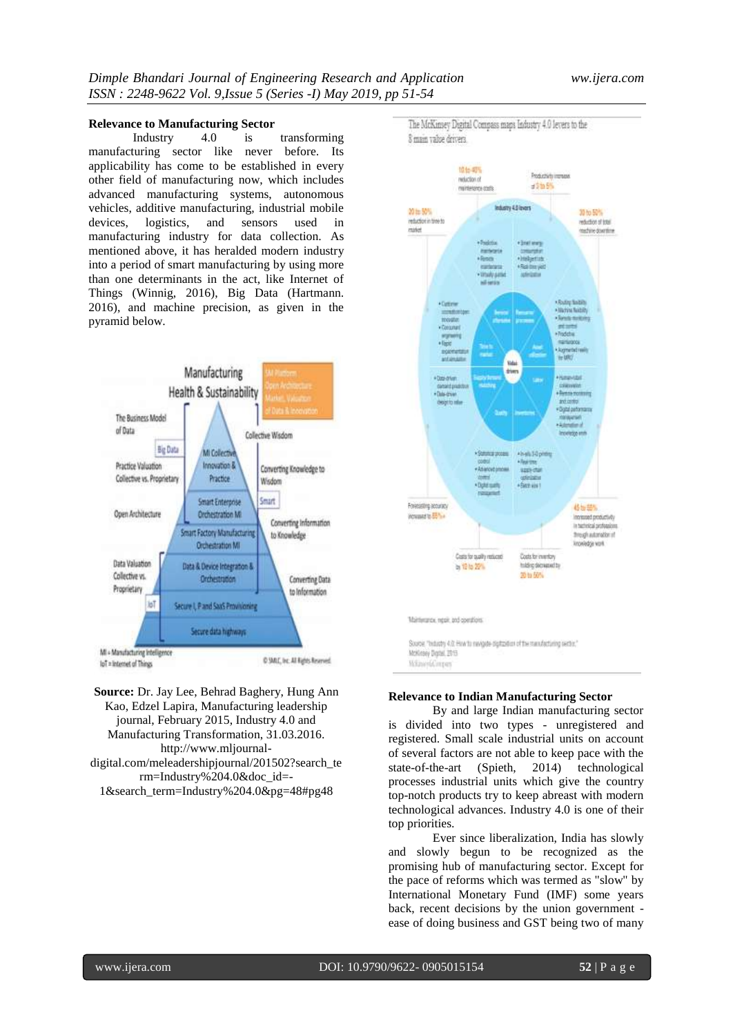### Relevance to Manufacturing Sector

Industry 4.0 is transforming manufacturing sector like never before. Its applicability has come to be established in every other field of manufacturing now, which includes advanced manufacturing systems, autonomous vehicles, additive manufacturing, industrial mobile devices, logistics, and sensors used in manufacturing industry for data collection. As mentioned above, it has heralded modern industry into a period of smart manufacturing by using more than one determinants in the act, like Internet of Things (Winnig, 2016), Big Data (Hartmann. 2016), and machine precision, as given in the pyramid below.

**Source:** Dr. Jay Lee, Behrad Baghery, Hung Ann Kao, Edzel Lapira, Manufacturing leadership journal, February 2015, Industry 4.0 and Manufacturing Transformation, 31.03.2016. http://www.mljournal-digital.com/meleadershipjournal/201502?search_term=Industry%204.0&doc_id=-1&search_term=Industry%204.0&pg=48#pg48

### Relevance to Indian Manufacturing Sector

By and large Indian manufacturing sector is divided into two types - unregistered and registered. Small scale industrial units on account of several factors are not able to keep pace with the state-of-the-art (Spieth, 2014) technological processes industrial units which give the country top-notch products try to keep abreast with modern technological advances. Industry 4.0 is one of their top priorities.

Ever since liberalization, India has slowly and slowly begun to be recognized as the promising hub of manufacturing sector. Except for the pace of reforms which was termed as "slow" by International Monetary Fund (IMF) some years back, recent decisions by the union government - ease of doing business and GST being two of many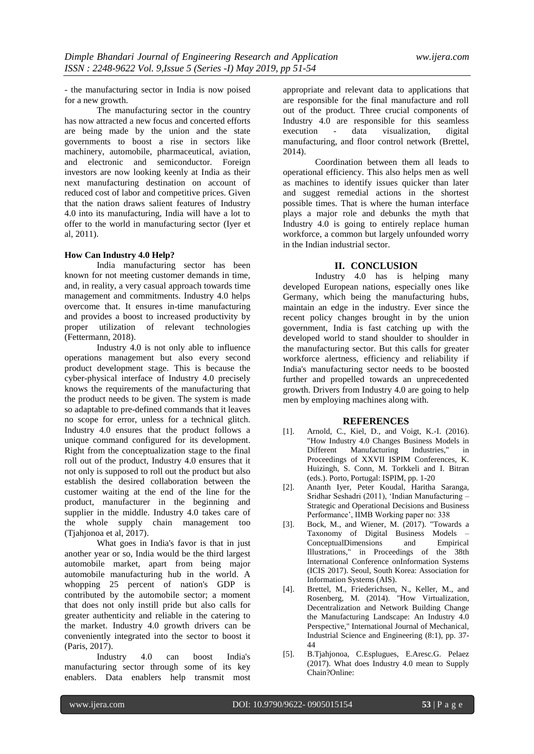- the manufacturing sector in India is now poised for a new growth.

The manufacturing sector in the country has now attracted a new focus and concerted efforts are being made by the union and the state governments to boost a rise in sectors like machinery, automobile, pharmaceutical, aviation, and electronic and semiconductor. Foreign investors are now looking keenly at India as their next manufacturing destination on account of reduced cost of labor and competitive prices. Given that the nation draws salient features of Industry 4.0 into its manufacturing, India will have a lot to offer to the world in manufacturing sector (Iyer et al, 2011).

**How Can Industry 4.0 Help?**

India manufacturing sector has been known for not meeting customer demands in time, and, in reality, a very casual approach towards time management and commitments. Industry 4.0 helps overcome that. It ensures in-time manufacturing and provides a boost to increased productivity by proper utilization of relevant technologies (Fettermann, 2018).

Industry 4.0 is not only able to influence operations management but also every second product development stage. This is because the cyber-physical interface of Industry 4.0 precisely knows the requirements of the manufacturing that the product needs to be given. The system is made so adaptable to pre-defined commands that it leaves no scope for error, unless for a technical glitch. Industry 4.0 ensures that the product follows a unique command configured for its development. Right from the conceptualization stage to the final roll out of the product, Industry 4.0 ensures that it not only is supposed to roll out the product but also establish the desired collaboration between the customer waiting at the end of the line for the product, manufacturer in the beginning and supplier in the middle. Industry 4.0 takes care of the whole supply chain management too (Tjahjonoa et al, 2017).

What goes in India's favor is that in just another year or so, India would be the third largest automobile market, apart from being major automobile manufacturing hub in the world. A whopping 25 percent of nation's GDP is contributed by the automobile sector; a moment that does not only instill pride but also calls for greater authenticity and reliable in the catering to the market. Industry 4.0 growth drivers can be conveniently integrated into the sector to boost it (Paris, 2017).

Industry 4.0 can boost India's manufacturing sector through some of its key enablers. Data enablers help transmit most appropriate and relevant data to applications that are responsible for the final manufacture and roll out of the product. Three crucial components of Industry 4.0 are responsible for this seamless execution - data visualization, digital manufacturing, and floor control network (Brettel, 2014).

Coordination between them all leads to operational efficiency. This also helps men as well as machines to identify issues quicker than later and suggest remedial actions in the shortest possible times. That is where the human interface plays a major role and debunks the myth that Industry 4.0 is going to entirely replace human workforce, a common but largely unfounded worry in the Indian industrial sector.

## II. CONCLUSION

Industry 4.0 has is helping many developed European nations, especially ones like Germany, which being the manufacturing hubs, maintain an edge in the industry. Ever since the recent policy changes brought in by the union government, India is fast catching up with the developed world to stand shoulder to shoulder in the manufacturing sector. But this calls for greater workforce alertness, efficiency and reliability if India's manufacturing sector needs to be boosted further and propelled towards an unprecedented growth. Drivers from Industry 4.0 are going to help men by employing machines along with.

## REFERENCES

[1]. Arnold, C., Kiel, D., and Voigt, K.-I. (2016). "How Industry 4.0 Changes Business Models in Different Manufacturing Industries," in Proceedings of XXVII ISPIM Conferences, K. Huizingh, S. Conn, M. Torkkeli and I. Bitran (eds.). Porto, Portugal: ISPIM, pp. 1-20

[2]. Ananth Iyer, Peter Koudal, Haritha Saranga, Sridhar Seshadri (2011), 'Indian Manufacturing – Strategic and Operational Decisions and Business Performance', IIMB Working paper no: 338

[3]. Bock, M., and Wiener, M. (2017). "Towards a Taxonomy of Digital Business Models – ConceptualDimensions and Empirical Illustrations," in Proceedings of the 38th International Conference onInformation Systems (ICIS 2017). Seoul, South Korea: Association for Information Systems (AIS).

[4]. Brettel, M., Friederichsen, N., Keller, M., and Rosenberg, M. (2014). "How Virtualization, Decentralization and Network Building Change the Manufacturing Landscape: An Industry 4.0 Perspective," International Journal of Mechanical, Industrial Science and Engineering (8:1), pp. 37-44

[5]. B.Tjahjonoa, C.Esplugues, E.Aresc.G. Pelaez (2017). What does Industry 4.0 mean to Supply Chain?Online: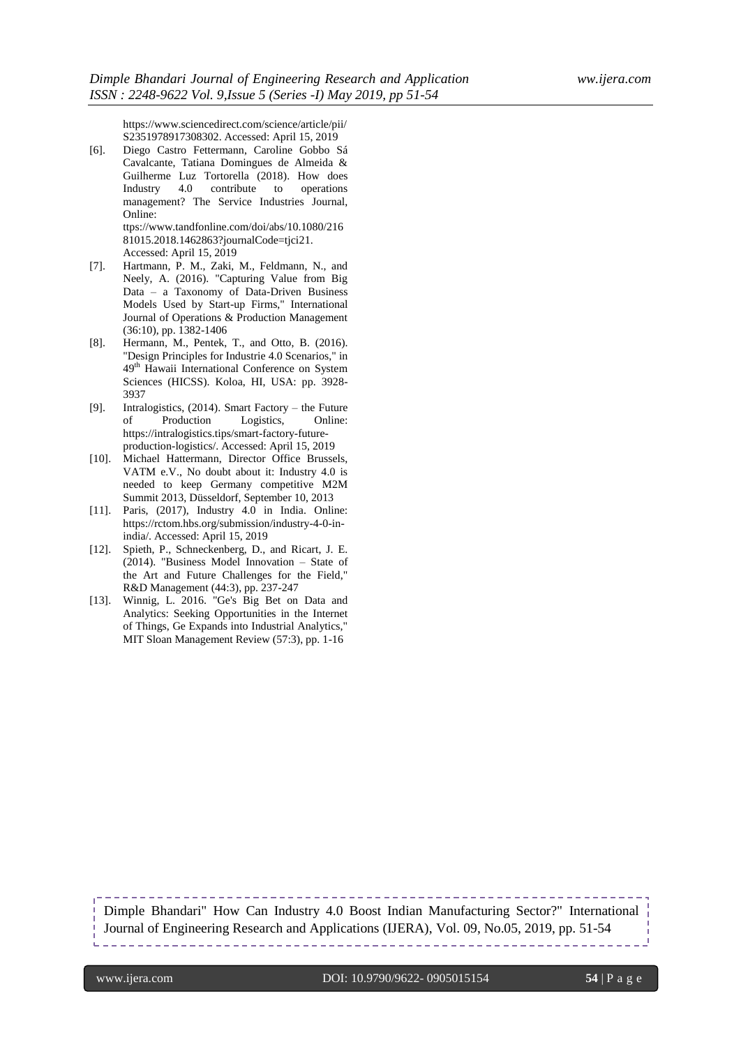https://www.sciencedirect.com/science/article/pii/S2351978917308302. Accessed: April 15, 2019

[6]. Diego Castro Fettermann, Caroline Gobbo Sá Cavalcante, Tatiana Domingues de Almeida & Guilherme Luz Tortorella (2018). How does Industry 4.0 contribute to operations management? The Service Industries Journal, Online: ttps://www.tandfonline.com/doi/abs/10.1080/21681015.2018.1462863?journalCode=tjci21. Accessed: April 15, 2019

[7]. Hartmann, P. M., Zaki, M., Feldmann, N., and Neely, A. (2016). "Capturing Value from Big Data – a Taxonomy of Data-Driven Business Models Used by Start-up Firms," International Journal of Operations & Production Management (36:10), pp. 1382-1406

[8]. Hermann, M., Pentek, T., and Otto, B. (2016). "Design Principles for Industrie 4.0 Scenarios," in 49th Hawaii International Conference on System Sciences (HICSS). Koloa, HI, USA: pp. 3928-3937

[9]. Intralogistics, (2014). Smart Factory – the Future of Production Logistics, Online: https://intralogistics.tips/smart-factory-future-production-logistics/. Accessed: April 15, 2019

[10]. Michael Hattermann, Director Office Brussels, VATM e.V., No doubt about it: Industry 4.0 is needed to keep Germany competitive M2M Summit 2013, Düsseldorf, September 10, 2013

[11]. Paris, (2017), Industry 4.0 in India. Online: https://rctom.hbs.org/submission/industry-4-0-in-india/. Accessed: April 15, 2019

[12]. Spieth, P., Schneckenberg, D., and Ricart, J. E. (2014). "Business Model Innovation – State of the Art and Future Challenges for the Field," R&D Management (44:3), pp. 237-247

[13]. Winnig, L. 2016. "Ge's Big Bet on Data and Analytics: Seeking Opportunities in the Internet of Things, Ge Expands into Industrial Analytics," MIT Sloan Management Review (57:3), pp. 1-16

Dimple Bhandari" How Can Industry 4.0 Boost Indian Manufacturing Sector?" International Journal of Engineering Research and Applications (IJERA), Vol. 09, No.05, 2019, pp. 51-54